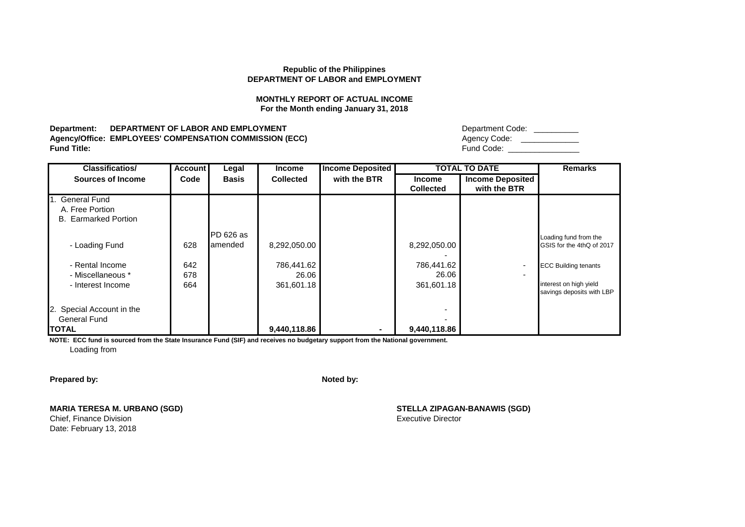**Republic of the Philippines**
**DEPARTMENT OF LABOR and EMPLOYMENT**

**MONTHLY REPORT OF ACTUAL INCOME**
**For the Month ending January 31, 2018**

**Department: DEPARTMENT OF LABOR AND EMPLOYMENT** Department Code: __________
**Agency/Office: EMPLOYEES' COMPENSATION COMMISSION (ECC)** Agency Code: ____________
**Fund Title:** Fund Code: ________________

| Classificatios/ Sources of Income | Account Code | Legal Basis | Income Collected | Income Deposited with the BTR | TOTAL TO DATE | | Remarks |
|---|---|---|---|---|---|---|---|
| | | | | | Income Collected | Income Deposited with the BTR | |
| 1. General Fund | | | | | | | |
| A. Free Portion | | | | | | | |
| B. Earmarked Portion | | | | | | | |
| - Loading Fund | 628 | PD 626 as amended | 8,292,050.00 | | 8,292,050.00 | | Loading fund from the GSIS for the 4thQ of 2017 |
| | | | | | - | | |
| - Rental Income | 642 | | 786,441.62 | | 786,441.62 | - | ECC Building tenants |
| - Miscellaneous * | 678 | | 26.06 | | 26.06 | - | |
| - Interest Income | 664 | | 361,601.18 | | 361,601.18 | | interest on high yield savings deposits with LBP |
| 2. Special Account in the General Fund | | | | | - | | |
| | | | | | - | | |
| **TOTAL** | | | **9,440,118.86** | **-** | **9,440,118.86** | | |

**NOTE: ECC fund is sourced from the State Insurance Fund (SIF) and receives no budgetary support from the National government.**
Loading from

**Prepared by:**

**MARIA TERESA M. URBANO (SGD)**
Chief, Finance Division
Date: February 13, 2018

**Noted by:**

**STELLA ZIPAGAN-BANAWIS (SGD)**
Executive Director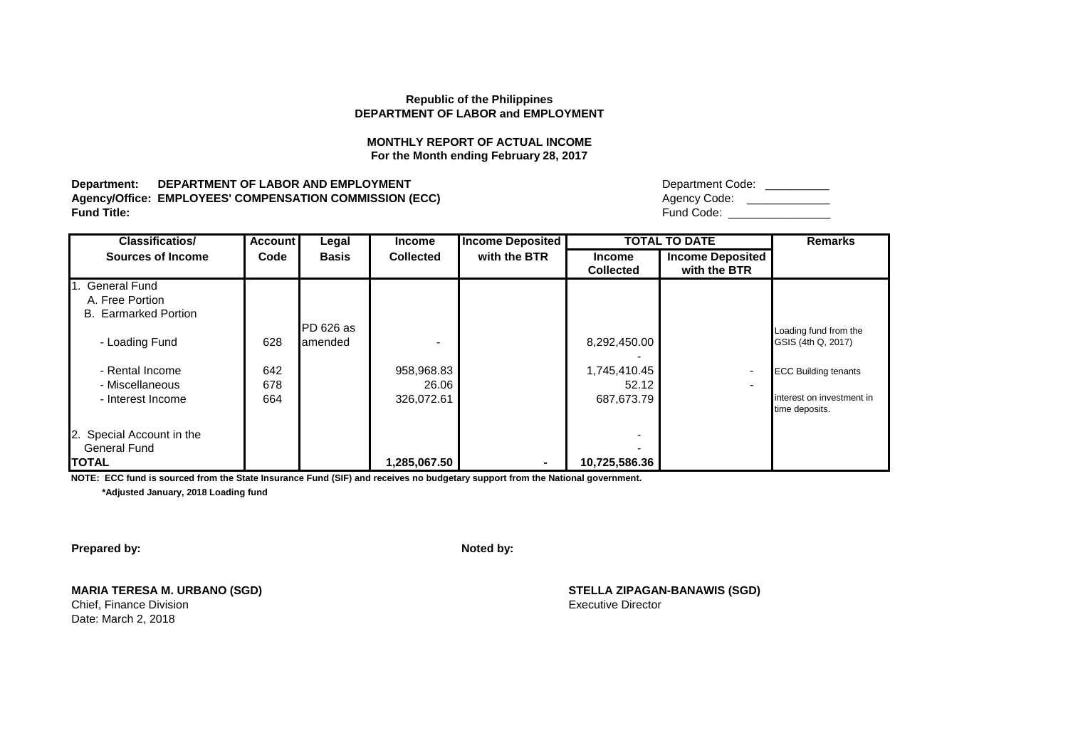**Republic of the Philippines**
**DEPARTMENT OF LABOR and EMPLOYMENT**

**MONTHLY REPORT OF ACTUAL INCOME**
**For the Month ending February 28, 2017**

**Department: DEPARTMENT OF LABOR AND EMPLOYMENT** Department Code: __________
**Agency/Office: EMPLOYEES' COMPENSATION COMMISSION (ECC)** Agency Code: ____________
**Fund Title:** Fund Code: ________________

| Classificatios/ Sources of Income | Account Code | Legal Basis | Income Collected | Income Deposited with the BTR | TOTAL TO DATE | | Remarks |
|---|---|---|---|---|---|---|---|
| | | | | | Income Collected | Income Deposited with the BTR | |
| 1. General Fund | | | | | | | |
| A. Free Portion | | | | | | | |
| B. Earmarked Portion | | | | | | | |
| - Loading Fund | 628 | PD 626 as amended | - | | 8,292,450.00 | | Loading fund from the GSIS (4th Q, 2017) |
| | | | | | - | | |
| - Rental Income | 642 | | 958,968.83 | | 1,745,410.45 | - | ECC Building tenants |
| - Miscellaneous | 678 | | 26.06 | | 52.12 | - | |
| - Interest Income | 664 | | 326,072.61 | | 687,673.79 | | interest on investment in time deposits. |
| 2. Special Account in the General Fund | | | | | - | | |
| | | | | | - | | |
| **TOTAL** | | | **1,285,067.50** | **-** | **10,725,586.36** | | |

**NOTE: ECC fund is sourced from the State Insurance Fund (SIF) and receives no budgetary support from the National government.**

**\*Adjusted January, 2018 Loading fund**

**Prepared by:** **Noted by:**

**MARIA TERESA M. URBANO (SGD)**
Chief, Finance Division
Date: March 2, 2018

**STELLA ZIPAGAN-BANAWIS (SGD)**
Executive Director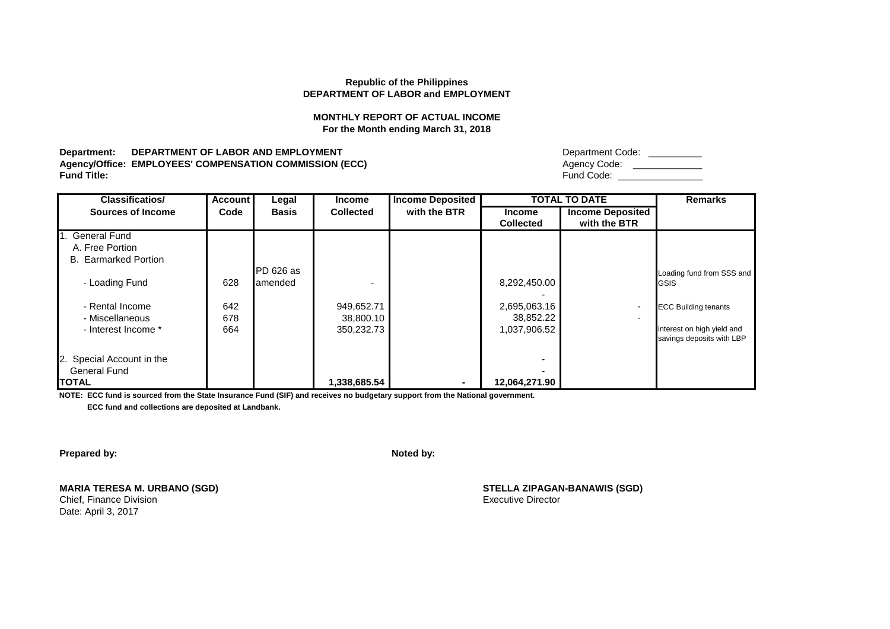**Republic of the Philippines**
**DEPARTMENT OF LABOR and EMPLOYMENT**

**MONTHLY REPORT OF ACTUAL INCOME**
**For the Month ending March 31, 2018**

**Department: DEPARTMENT OF LABOR AND EMPLOYMENT** Department Code: __________
**Agency/Office: EMPLOYEES' COMPENSATION COMMISSION (ECC)** Agency Code: _____________
**Fund Title:** Fund Code: ________________

| Classificatios/ Sources of Income | Account Code | Legal Basis | Income Collected | Income Deposited with the BTR | TOTAL TO DATE | | Remarks |
|---|---|---|---|---|---|---|---|
| | | | | | Income Collected | Income Deposited with the BTR | |
| 1. General Fund | | | | | | | |
| A. Free Portion | | | | | | | |
| B. Earmarked Portion | | | | | | | |
| - Loading Fund | 628 | PD 626 as amended | - | | 8,292,450.00 | | Loading fund from SSS and GSIS |
| | | | | | - | | |
| - Rental Income | 642 | | 949,652.71 | | 2,695,063.16 | - | ECC Building tenants |
| - Miscellaneous | 678 | | 38,800.10 | | 38,852.22 | - | |
| - Interest Income * | 664 | | 350,232.73 | | 1,037,906.52 | | interest on high yield and savings deposits with LBP |
| 2. Special Account in the General Fund | | | | | - | | |
| | | | | | - | | |
| **TOTAL** | | | **1,338,685.54** | **-** | **12,064,271.90** | | |

**NOTE: ECC fund is sourced from the State Insurance Fund (SIF) and receives no budgetary support from the National government.**
**ECC fund and collections are deposited at Landbank.**

**Prepared by:**

**MARIA TERESA M. URBANO (SGD)**
Chief, Finance Division
Date: April 3, 2017

**Noted by:**

**STELLA ZIPAGAN-BANAWIS (SGD)**
Executive Director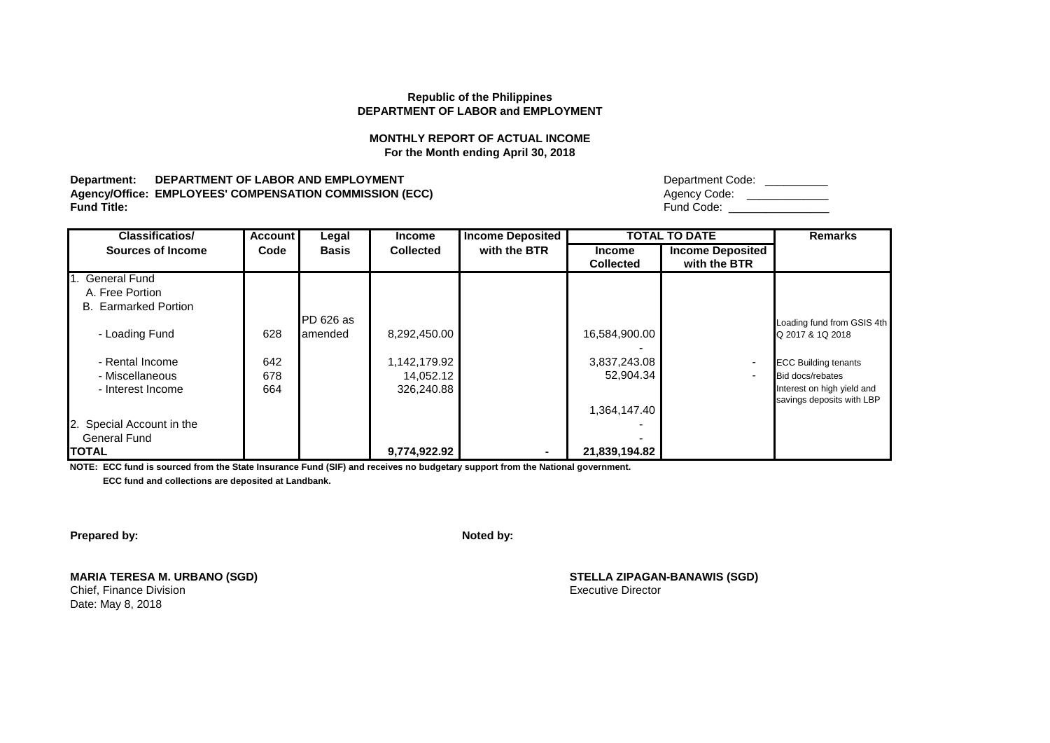**Republic of the Philippines**
**DEPARTMENT OF LABOR and EMPLOYMENT**

**MONTHLY REPORT OF ACTUAL INCOME**
**For the Month ending April 30, 2018**

**Department: DEPARTMENT OF LABOR AND EMPLOYMENT** Department Code: __________
**Agency/Office: EMPLOYEES' COMPENSATION COMMISSION (ECC)** Agency Code: _____________
**Fund Title:** Fund Code: ________________

| Classificatios/ Sources of Income | Account Code | Legal Basis | Income Collected | Income Deposited with the BTR | TOTAL TO DATE | | Remarks |
|---|---|---|---|---|---|---|---|
| | | | | | Income Collected | Income Deposited with the BTR | |
| 1. General Fund | | | | | | | |
| A. Free Portion | | | | | | | |
| B. Earmarked Portion | | | | | | | |
| - Loading Fund | 628 | PD 626 as amended | 8,292,450.00 | | 16,584,900.00 | | Loading fund from GSIS 4th Q 2017 & 1Q 2018 |
| | | | | | - | | |
| - Rental Income | 642 | | 1,142,179.92 | | 3,837,243.08 | - | ECC Building tenants |
| - Miscellaneous | 678 | | 14,052.12 | | 52,904.34 | - | Bid docs/rebates |
| - Interest Income | 664 | | 326,240.88 | | 1,364,147.40 | | Interest on high yield and savings deposits with LBP |
| 2. Special Account in the General Fund | | | | | - | | |
| | | | | | - | | |
| **TOTAL** | | | **9,774,922.92** | **-** | **21,839,194.82** | | |

**NOTE: ECC fund is sourced from the State Insurance Fund (SIF) and receives no budgetary support from the National government.**
**ECC fund and collections are deposited at Landbank.**

**Prepared by:**

**MARIA TERESA M. URBANO (SGD)**
Chief, Finance Division
Date: May 8, 2018

**Noted by:**

**STELLA ZIPAGAN-BANAWIS (SGD)**
Executive Director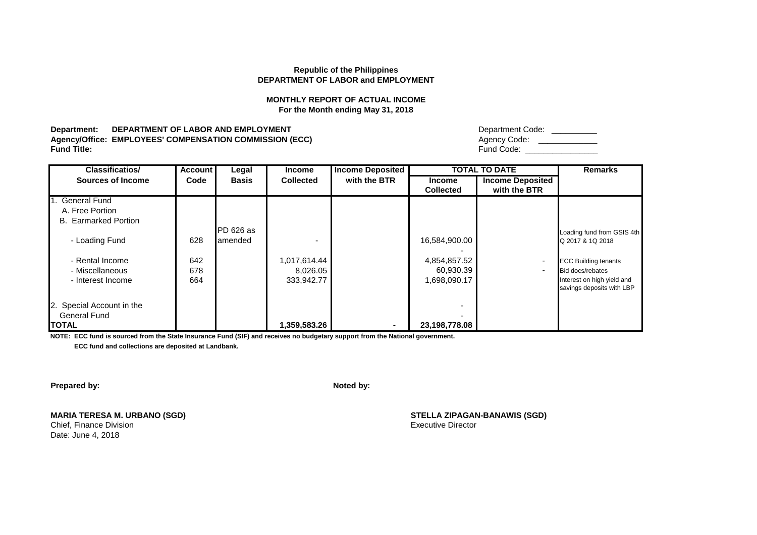**Republic of the Philippines**
**DEPARTMENT OF LABOR and EMPLOYMENT**

**MONTHLY REPORT OF ACTUAL INCOME**
**For the Month ending May 31, 2018**

**Department: DEPARTMENT OF LABOR AND EMPLOYMENT**
**Agency/Office: EMPLOYEES' COMPENSATION COMMISSION (ECC)**
**Fund Title:**

Department Code: __________
Agency Code: _____________
Fund Code: ________________

| Classificatios/ Sources of Income | Account Code | Legal Basis | Income Collected | Income Deposited with the BTR | TOTAL TO DATE | | Remarks |
|---|---|---|---|---|---|---|---|
| | | | | | Income Collected | Income Deposited with the BTR | |
| 1. General Fund | | | | | | | |
| A. Free Portion | | | | | | | |
| B. Earmarked Portion | | | | | | | |
| - Loading Fund | 628 | PD 626 as amended | - | | 16,584,900.00 | | Loading fund from GSIS 4th Q 2017 & 1Q 2018 |
| | | | | | - | | |
| - Rental Income | 642 | | 1,017,614.44 | | 4,854,857.52 | - | ECC Building tenants |
| - Miscellaneous | 678 | | 8,026.05 | | 60,930.39 | - | Bid docs/rebates |
| - Interest Income | 664 | | 333,942.77 | | 1,698,090.17 | | Interest on high yield and savings deposits with LBP |
| 2. Special Account in the General Fund | | | | | - | | |
| | | | | | - | | |
| **TOTAL** | | | **1,359,583.26** | **-** | **23,198,778.08** | | |

**NOTE: ECC fund is sourced from the State Insurance Fund (SIF) and receives no budgetary support from the National government.**
**ECC fund and collections are deposited at Landbank.**

**Prepared by:**

**MARIA TERESA M. URBANO (SGD)**
Chief, Finance Division
Date: June 4, 2018

**Noted by:**

**STELLA ZIPAGAN-BANAWIS (SGD)**
Executive Director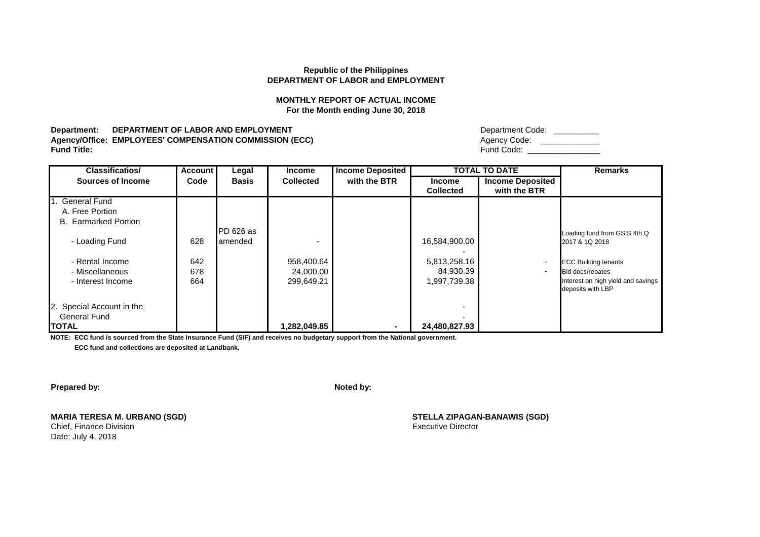**Republic of the Philippines**
**DEPARTMENT OF LABOR and EMPLOYMENT**

**MONTHLY REPORT OF ACTUAL INCOME**
**For the Month ending June 30, 2018**

**Department: DEPARTMENT OF LABOR AND EMPLOYMENT** Department Code: __________
**Agency/Office: EMPLOYEES' COMPENSATION COMMISSION (ECC)** Agency Code: _____________
**Fund Title:** Fund Code: ________________

| Classificatios/ Sources of Income | Account Code | Legal Basis | Income Collected | Income Deposited with the BTR | TOTAL TO DATE | | Remarks |
|---|---|---|---|---|---|---|---|
| | | | | | Income Collected | Income Deposited with the BTR | |
| 1. General Fund | | | | | | | |
| A. Free Portion | | | | | | | |
| B. Earmarked Portion | | | | | | | |
| - Loading Fund | 628 | PD 626 as amended | - | | 16,584,900.00 | | Loading fund from GSIS 4th Q 2017 & 1Q 2018 |
| | | | | | - | | |
| - Rental Income | 642 | | 958,400.64 | | 5,813,258.16 | - | ECC Building tenants |
| - Miscellaneous | 678 | | 24,000.00 | | 84,930.39 | - | Bid docs/rebates |
| - Interest Income | 664 | | 299,649.21 | | 1,997,739.38 | | Interest on high yield and savings deposits with LBP |
| 2. Special Account in the General Fund | | | | | - | | |
| | | | | | - | | |
| **TOTAL** | | | **1,282,049.85** | **-** | **24,480,827.93** | | |

**NOTE: ECC fund is sourced from the State Insurance Fund (SIF) and receives no budgetary support from the National government.**
**ECC fund and collections are deposited at Landbank.**

**Prepared by:**

**MARIA TERESA M. URBANO (SGD)**
Chief, Finance Division
Date: July 4, 2018

**Noted by:**

**STELLA ZIPAGAN-BANAWIS (SGD)**
Executive Director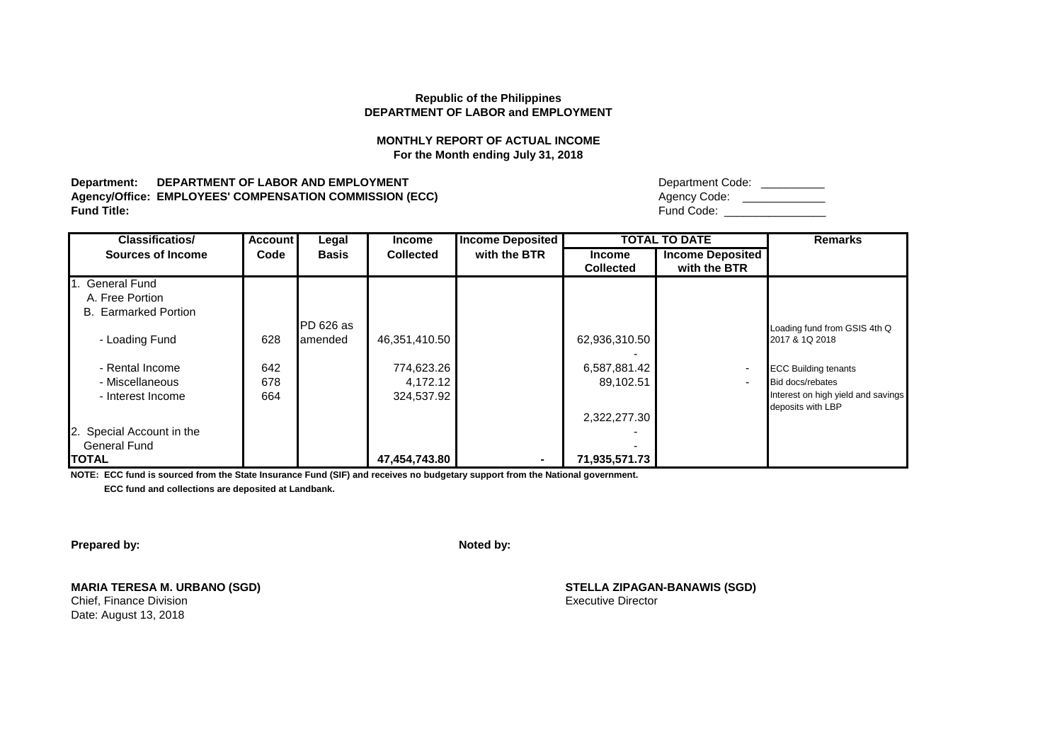**Republic of the Philippines**
**DEPARTMENT OF LABOR and EMPLOYMENT**

**MONTHLY REPORT OF ACTUAL INCOME**
**For the Month ending July 31, 2018**

**Department: DEPARTMENT OF LABOR AND EMPLOYMENT** Department Code: __________
**Agency/Office: EMPLOYEES' COMPENSATION COMMISSION (ECC)** Agency Code: _____________
**Fund Title:** Fund Code: ________________

| Classificatios/ Sources of Income | Account Code | Legal Basis | Income Collected | Income Deposited with the BTR | TOTAL TO DATE | | Remarks |
|---|---|---|---|---|---|---|---|
| | | | | | Income Collected | Income Deposited with the BTR | |
| 1. General Fund | | | | | | | |
| A. Free Portion | | | | | | | |
| B. Earmarked Portion | | | | | | | |
| - Loading Fund | 628 | PD 626 as amended | 46,351,410.50 | | 62,936,310.50 | | Loading fund from GSIS 4th Q 2017 & 1Q 2018 |
| | | | | | - | | |
| - Rental Income | 642 | | 774,623.26 | | 6,587,881.42 | - | ECC Building tenants |
| - Miscellaneous | 678 | | 4,172.12 | | 89,102.51 | - | Bid docs/rebates |
| - Interest Income | 664 | | 324,537.92 | | | | Interest on high yield and savings deposits with LBP |
| | | | | | 2,322,277.30 | | |
| 2. Special Account in the | | | | | - | | |
| General Fund | | | | | - | | |
| **TOTAL** | | | **47,454,743.80** | **-** | **71,935,571.73** | | |

**NOTE: ECC fund is sourced from the State Insurance Fund (SIF) and receives no budgetary support from the National government.**

**ECC fund and collections are deposited at Landbank.**

**Prepared by:**

**MARIA TERESA M. URBANO (SGD)**
Chief, Finance Division
Date: August 13, 2018

**Noted by:**

**STELLA ZIPAGAN-BANAWIS (SGD)**
Executive Director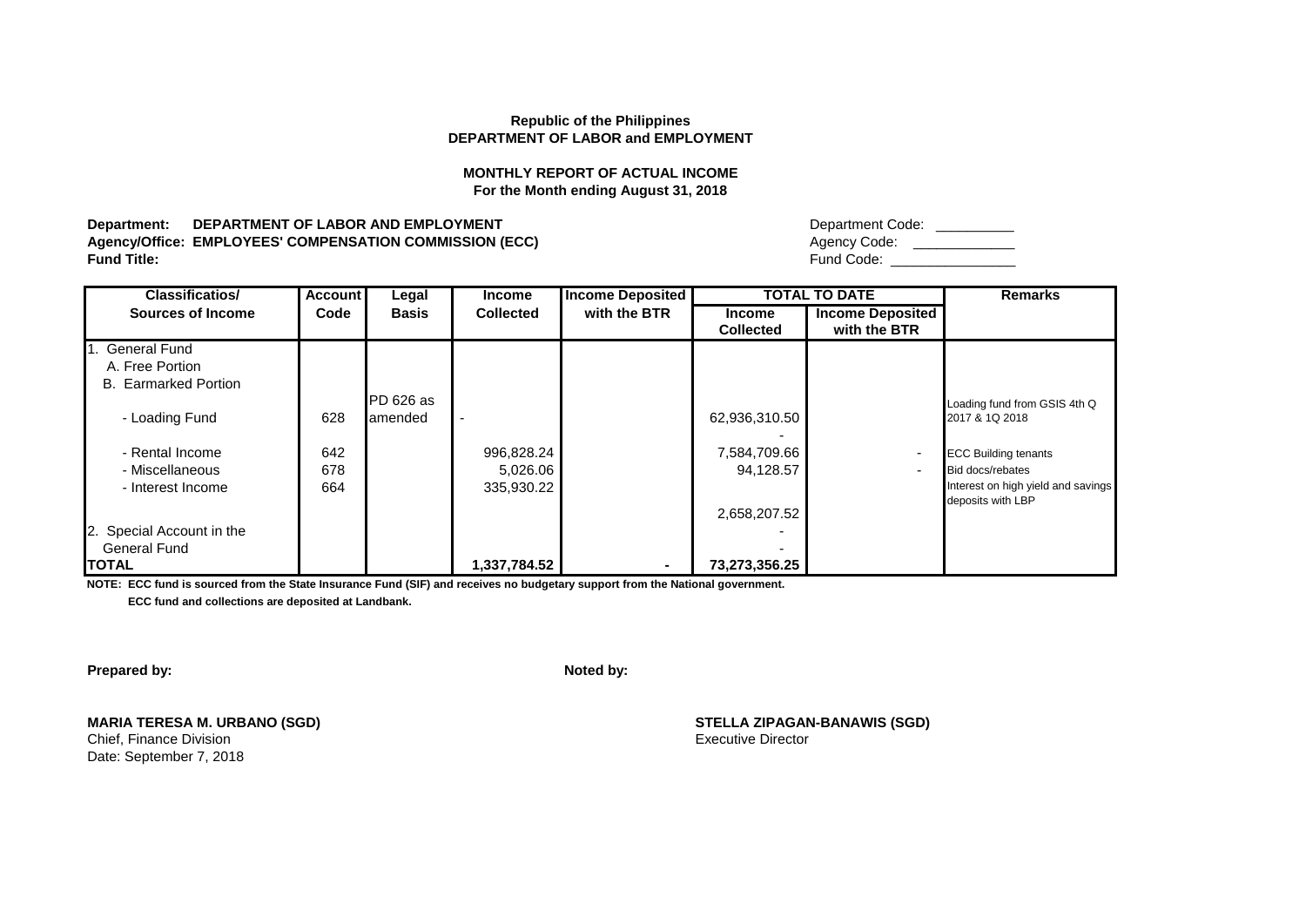**Republic of the Philippines**
**DEPARTMENT OF LABOR and EMPLOYMENT**

**MONTHLY REPORT OF ACTUAL INCOME**
**For the Month ending August 31, 2018**

**Department: DEPARTMENT OF LABOR AND EMPLOYMENT** Department Code: __________
**Agency/Office: EMPLOYEES' COMPENSATION COMMISSION (ECC)** Agency Code: ____________
**Fund Title:** Fund Code: ________________

| Classificatios/ Sources of Income | Account Code | Legal Basis | Income Collected | Income Deposited with the BTR | TOTAL TO DATE | | Remarks |
|---|---|---|---|---|---|---|---|
| | | | | | Income Collected | Income Deposited with the BTR | |
| 1. General Fund | | | | | | | |
| A. Free Portion | | | | | | | |
| B. Earmarked Portion | | | | | | | |
| - Loading Fund | 628 | PD 626 as amended | - | | 62,936,310.50 | | Loading fund from GSIS 4th Q 2017 & 1Q 2018 |
| | | | | | - | | |
| - Rental Income | 642 | | 996,828.24 | | 7,584,709.66 | - | ECC Building tenants |
| - Miscellaneous | 678 | | 5,026.06 | | 94,128.57 | - | Bid docs/rebates |
| - Interest Income | 664 | | 335,930.22 | | | | Interest on high yield and savings deposits with LBP |
| | | | | | 2,658,207.52 | | |
| 2. Special Account in the | | | | | - | | |
| General Fund | | | | | - | | |
| **TOTAL** | | | **1,337,784.52** | **-** | **73,273,356.25** | | |

**NOTE: ECC fund is sourced from the State Insurance Fund (SIF) and receives no budgetary support from the National government.**

**ECC fund and collections are deposited at Landbank.**

**Prepared by:**

**MARIA TERESA M. URBANO (SGD)**
Chief, Finance Division
Date: September 7, 2018

**Noted by:**

**STELLA ZIPAGAN-BANAWIS (SGD)**
Executive Director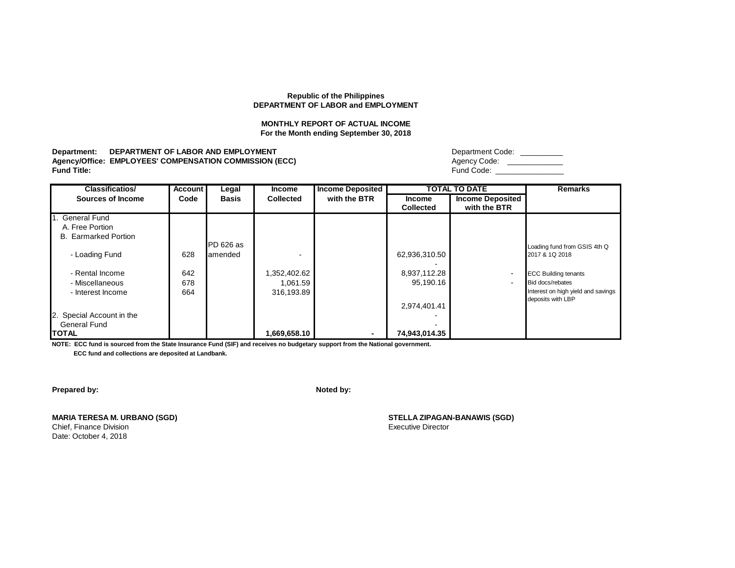**Republic of the Philippines**
**DEPARTMENT OF LABOR and EMPLOYMENT**

**MONTHLY REPORT OF ACTUAL INCOME**
**For the Month ending September 30, 2018**

**Department: DEPARTMENT OF LABOR AND EMPLOYMENT**
**Agency/Office: EMPLOYEES' COMPENSATION COMMISSION (ECC)**
**Fund Title:**

Department Code: __________
Agency Code: _____________
Fund Code: ________________

| Classificatios/ Sources of Income | Account Code | Legal Basis | Income Collected | Income Deposited with the BTR | TOTAL TO DATE | | Remarks |
|---|---|---|---|---|---|---|---|
| | | | | | Income Collected | Income Deposited with the BTR | |
| 1. General Fund | | | | | | | |
| A. Free Portion | | | | | | | |
| B. Earmarked Portion | | | | | | | |
| - Loading Fund | 628 | PD 626 as amended | - | | 62,936,310.50 | | Loading fund from GSIS 4th Q 2017 & 1Q 2018 |
| | | | | | - | | |
| - Rental Income | 642 | | 1,352,402.62 | | 8,937,112.28 | - | ECC Building tenants |
| - Miscellaneous | 678 | | 1,061.59 | | 95,190.16 | - | Bid docs/rebates |
| - Interest Income | 664 | | 316,193.89 | | | | Interest on high yield and savings deposits with LBP |
| | | | | | 2,974,401.41 | | |
| 2. Special Account in the | | | | | - | | |
| General Fund | | | | | - | | |
| **TOTAL** | | | **1,669,658.10** | **-** | **74,943,014.35** | | |

**NOTE: ECC fund is sourced from the State Insurance Fund (SIF) and receives no budgetary support from the National government.**
**ECC fund and collections are deposited at Landbank.**

**Prepared by:**

**MARIA TERESA M. URBANO (SGD)**
Chief, Finance Division
Date: October 4, 2018

**Noted by:**

**STELLA ZIPAGAN-BANAWIS (SGD)**
Executive Director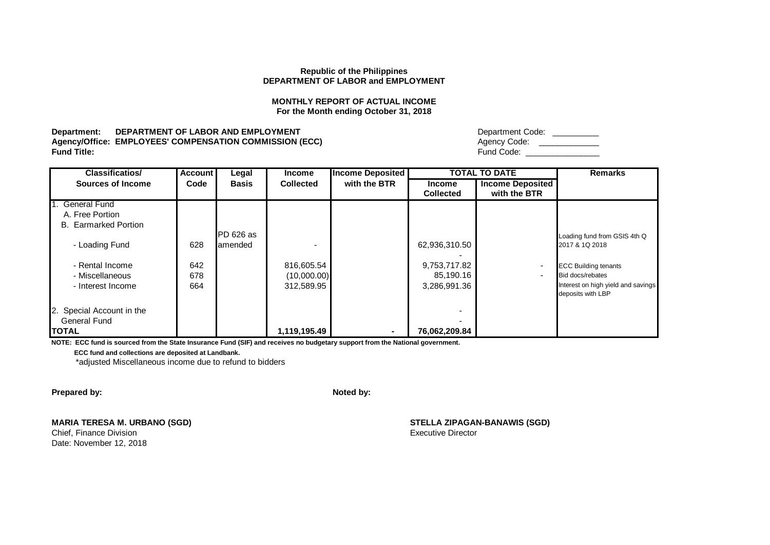**Republic of the Philippines**
**DEPARTMENT OF LABOR and EMPLOYMENT**

**MONTHLY REPORT OF ACTUAL INCOME**
**For the Month ending October 31, 2018**

**Department: DEPARTMENT OF LABOR AND EMPLOYMENT** Department Code: __________
**Agency/Office: EMPLOYEES' COMPENSATION COMMISSION (ECC)** Agency Code: ____________
**Fund Title:** Fund Code: _______________

| Classificatios/ Sources of Income | Account Code | Legal Basis | Income Collected | Income Deposited with the BTR | TOTAL TO DATE | | Remarks |
|---|---|---|---|---|---|---|---|
| | | | | | Income Collected | Income Deposited with the BTR | |
| 1. General Fund | | | | | | | |
| A. Free Portion | | | | | | | |
| B. Earmarked Portion | | | | | | | |
| - Loading Fund | 628 | PD 626 as amended | - | | 62,936,310.50 | | Loading fund from GSIS 4th Q 2017 & 1Q 2018 |
| | | | | | - | | |
| - Rental Income | 642 | | 816,605.54 | | 9,753,717.82 | - | ECC Building tenants |
| - Miscellaneous | 678 | | (10,000.00) | | 85,190.16 | - | Bid docs/rebates |
| - Interest Income | 664 | | 312,589.95 | | 3,286,991.36 | | Interest on high yield and savings deposits with LBP |
| 2. Special Account in the General Fund | | | | | - | | |
| | | | | | - | | |
| **TOTAL** | | | **1,119,195.49** | **-** | **76,062,209.84** | | |

**NOTE: ECC fund is sourced from the State Insurance Fund (SIF) and receives no budgetary support from the National government.**

**ECC fund and collections are deposited at Landbank.**

*adjusted Miscellaneous income due to refund to bidders

**Prepared by:** **Noted by:**

**MARIA TERESA M. URBANO (SGD)**
Chief, Finance Division
Date: November 12, 2018

**STELLA ZIPAGAN-BANAWIS (SGD)**
Executive Director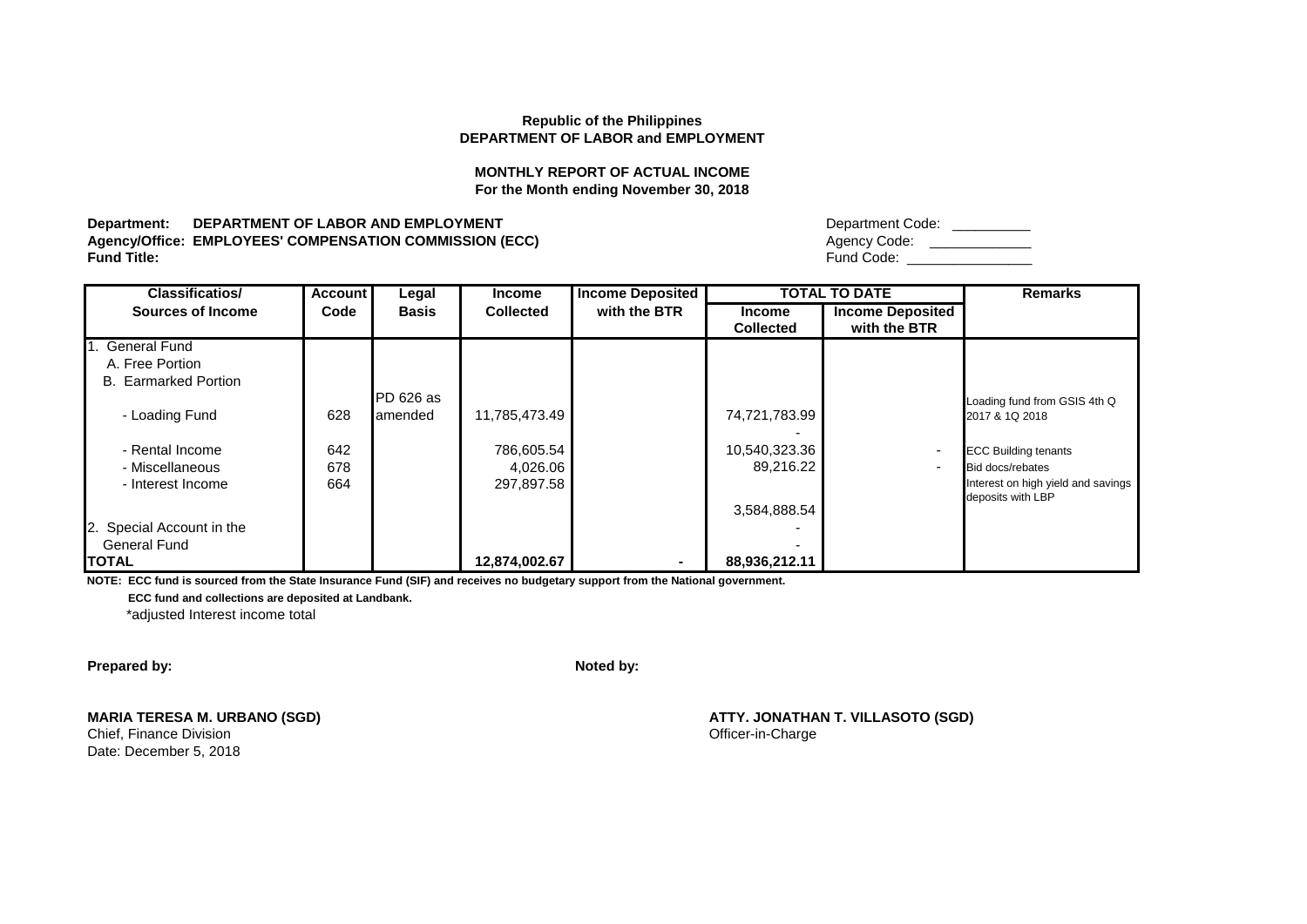**Republic of the Philippines**
**DEPARTMENT OF LABOR and EMPLOYMENT**

**MONTHLY REPORT OF ACTUAL INCOME**
**For the Month ending November 30, 2018**

**Department: DEPARTMENT OF LABOR AND EMPLOYMENT** Department Code: __________
**Agency/Office: EMPLOYEES' COMPENSATION COMMISSION (ECC)** Agency Code: _____________
**Fund Title:** Fund Code: ________________

| Classificatios/ Sources of Income | Account Code | Legal Basis | Income Collected | Income Deposited with the BTR | TOTAL TO DATE | | Remarks |
|---|---|---|---|---|---|---|---|
| | | | | | Income Collected | Income Deposited with the BTR | |
| 1. General Fund | | | | | | | |
| A. Free Portion | | | | | | | |
| B. Earmarked Portion | | | | | | | |
| - Loading Fund | 628 | PD 626 as amended | 11,785,473.49 | | 74,721,783.99 | | Loading fund from GSIS 4th Q 2017 & 1Q 2018 |
| | | | | | - | | |
| - Rental Income | 642 | | 786,605.54 | | 10,540,323.36 | - | ECC Building tenants |
| - Miscellaneous | 678 | | 4,026.06 | | 89,216.22 | - | Bid docs/rebates |
| - Interest Income | 664 | | 297,897.58 | | | | Interest on high yield and savings deposits with LBP |
| | | | | | 3,584,888.54 | | |
| 2. Special Account in the General Fund | | | | | - | | |
| | | | | | - | | |
| **TOTAL** | | | **12,874,002.67** | **-** | **88,936,212.11** | | |

**NOTE: ECC fund is sourced from the State Insurance Fund (SIF) and receives no budgetary support from the National government.**
**ECC fund and collections are deposited at Landbank.**
*adjusted Interest income total

**Prepared by:** **Noted by:**

**MARIA TERESA M. URBANO (SGD)**
Chief, Finance Division
Date: December 5, 2018

**ATTY. JONATHAN T. VILLASOTO (SGD)**
Officer-in-Charge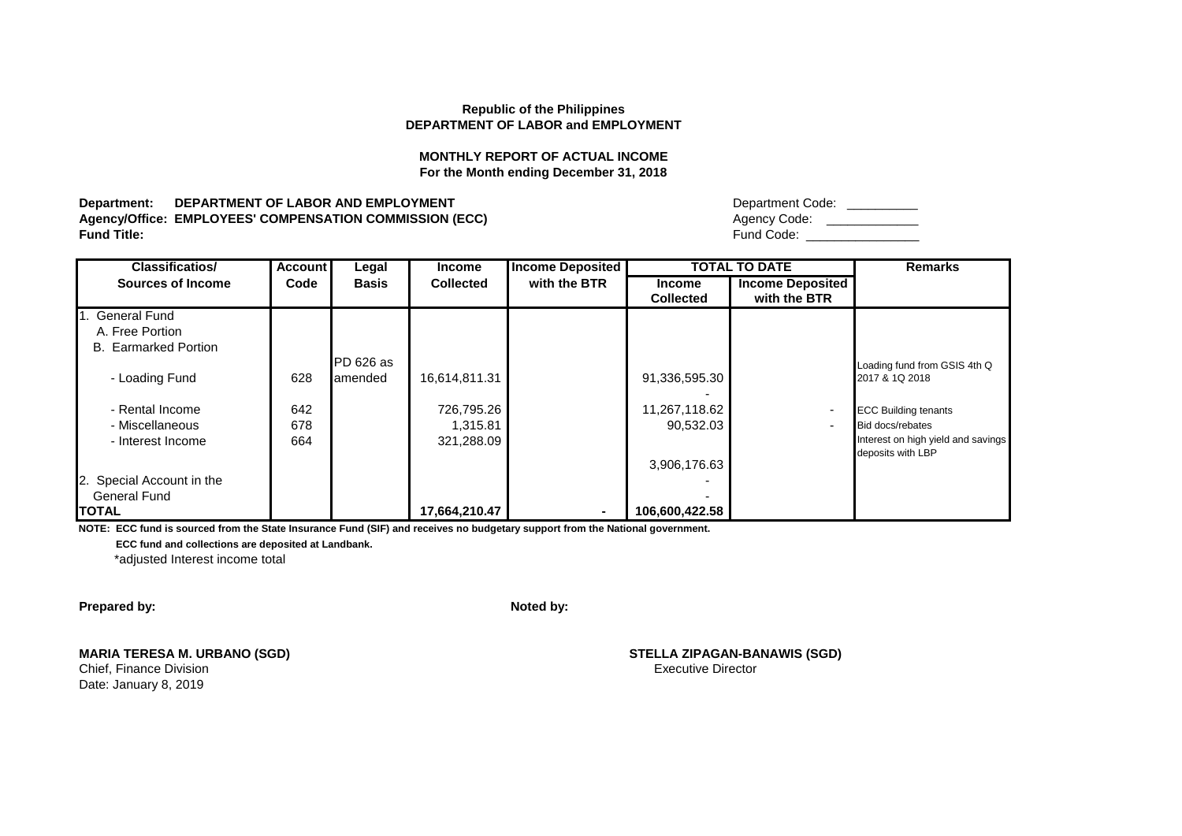**Republic of the Philippines**
**DEPARTMENT OF LABOR and EMPLOYMENT**

**MONTHLY REPORT OF ACTUAL INCOME**
**For the Month ending December 31, 2018**

**Department: DEPARTMENT OF LABOR AND EMPLOYMENT** Department Code: __________
**Agency/Office: EMPLOYEES' COMPENSATION COMMISSION (ECC)** Agency Code: ____________
**Fund Title:** Fund Code: _______________

| Classificatios/ Sources of Income | Account Code | Legal Basis | Income Collected | Income Deposited with the BTR | TOTAL TO DATE | | Remarks |
|---|---|---|---|---|---|---|---|
| | | | | | Income Collected | Income Deposited with the BTR | |
| 1. General Fund | | | | | | | |
| A. Free Portion | | | | | | | |
| B. Earmarked Portion | | | | | | | |
| - Loading Fund | 628 | PD 626 as amended | 16,614,811.31 | | 91,336,595.30 | | Loading fund from GSIS 4th Q 2017 & 1Q 2018 |
| | | | | | - | | |
| - Rental Income | 642 | | 726,795.26 | | 11,267,118.62 | - | ECC Building tenants |
| - Miscellaneous | 678 | | 1,315.81 | | 90,532.03 | - | Bid docs/rebates |
| - Interest Income | 664 | | 321,288.09 | | | | Interest on high yield and savings deposits with LBP |
| | | | | | 3,906,176.63 | | |
| 2. Special Account in the | | | | | - | | |
| General Fund | | | | | - | | |
| **TOTAL** | | | **17,664,210.47** | **-** | **106,600,422.58** | | |

**NOTE: ECC fund is sourced from the State Insurance Fund (SIF) and receives no budgetary support from the National government.**
**ECC fund and collections are deposited at Landbank.**
*adjusted Interest income total

**Prepared by:** **Noted by:**

**MARIA TERESA M. URBANO (SGD)**
Chief, Finance Division
Date: January 8, 2019

**STELLA ZIPAGAN-BANAWIS (SGD)**
Executive Director